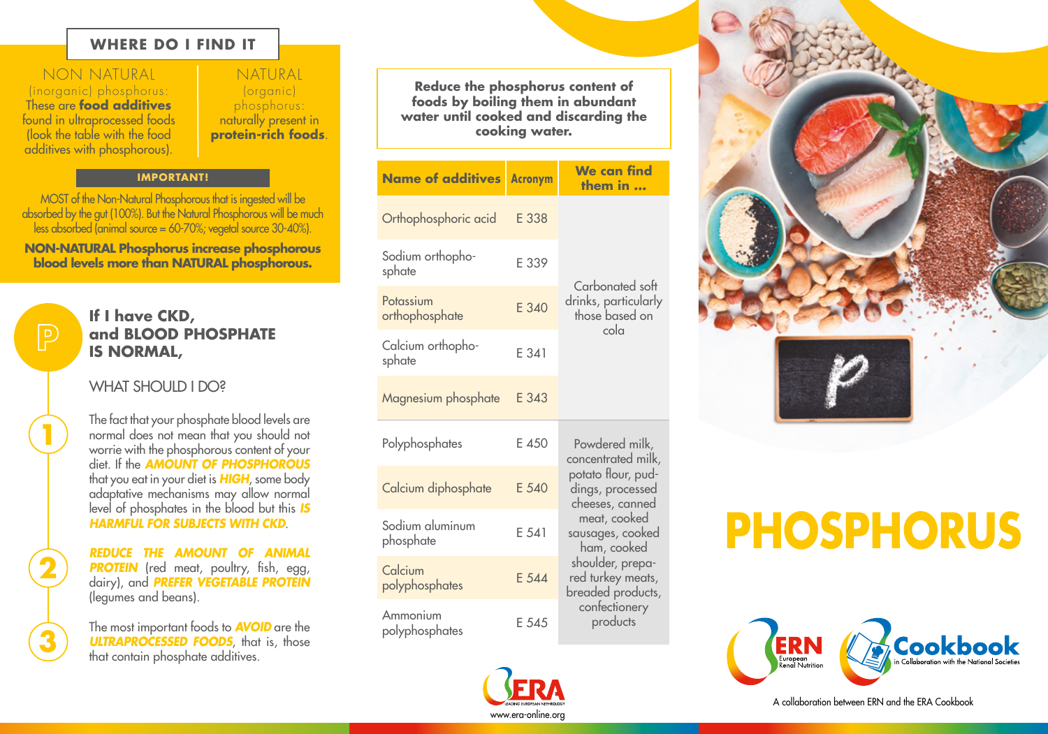## WHERE DO I FIND IT

**NON NATURAL** (inorganic) phosphorus: These are **food additives** found in ultraprocessed foods (look the table with the food additives with phosphorous).

**NATURAL** (organic) phosphorus: naturally present in **protein-rich foods**.

**IMPORTANT!**

MOST of the Non-Natural Phosphorous that is ingested will be absorbed by the gut (100%). But the Natural Phosphorous will be much less absorbed (animal source = 60-70%; vegetal source 30-40%).

**NON-NATURAL Phosphorus increase phosphorous blood levels more than NATURAL phosphorous.**

## If I have CKD, and BLOOD PHOSPHATE IS NORMAL,

### WHAT SHOULD I DO?

1. The fact that your phosphate blood levels are normal does not mean that you should not worrie with the phosphorous content of your diet. If the ***AMOUNT OF PHOSPHOROUS*** that you eat in your diet is ***HIGH***, some body adaptative mechanisms may allow normal level of phosphates in the blood but this ***IS HARMFUL FOR SUBJECTS WITH CKD***.

2. ***REDUCE THE AMOUNT OF ANIMAL PROTEIN*** (red meat, poultry, fish, egg, dairy), and ***PREFER VEGETABLE PROTEIN*** (legumes and beans).

3. The most important foods to ***AVOID*** are the ***ULTRAPROCESSED FOODS***, that is, those that contain phosphate additives.

**Reduce the phosphorus content of foods by boiling them in abundant water until cooked and discarding the cooking water.**

| Name of additives | Acronym | We can find them in ... |
|---|---|---|
| Orthophosphoric acid | E 338 | Carbonated soft drinks, particularly those based on cola |
| Sodium orthophosphate | E 339 | |
| Potassium orthophosphate | E 340 | |
| Calcium orthophosphate | E 341 | |
| Magnesium phosphate | E 343 | |
| Polyphosphates | E 450 | Powdered milk, concentrated milk, potato flour, puddings, processed cheeses, canned meat, cooked sausages, cooked ham, cooked shoulder, prepared turkey meats, breaded products, confectionery products |
| Calcium diphosphate | E 540 | |
| Sodium aluminum phosphate | E 541 | |
| Calcium polyphosphates | E 544 | |
| Ammonium polyphosphates | E 545 | |

ERA – Leading European Nephrology
www.era-online.org

# PHOSPHORUS

ERN – European Renal Nutrition

Cookbook – in Collaboration with the National Societies

A collaboration between ERN and the ERA Cookbook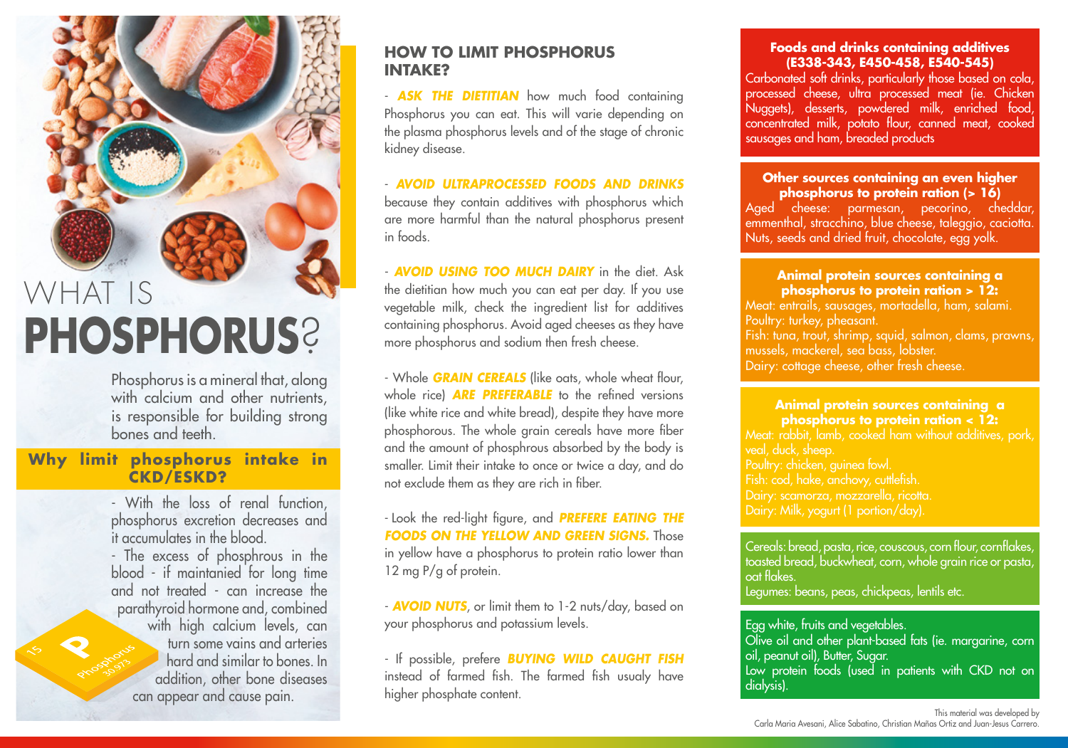# WHAT IS **PHOSPHORUS?**

Phosphorus is a mineral that, along with calcium and other nutrients, is responsible for building strong bones and teeth.

## Why limit phosphorus intake in CKD/ESKD?

- With the loss of renal function, phosphorus excretion decreases and it accumulates in the blood.
- The excess of phosphrous in the blood - if maintanied for long time and not treated - can increase the parathyroid hormone and, combined with high calcium levels, can turn some vains and arteries hard and similar to bones. In addition, other bone diseases can appear and cause pain.

## HOW TO LIMIT PHOSPHORUS INTAKE?

- ***ASK THE DIETITIAN*** how much food containing Phosphorus you can eat. This will varie depending on the plasma phosphorus levels and of the stage of chronic kidney disease.

- ***AVOID ULTRAPROCESSED FOODS AND DRINKS*** because they contain additives with phosphorus which are more harmful than the natural phosphorus present in foods.

- ***AVOID USING TOO MUCH DAIRY*** in the diet. Ask the dietitian how much you can eat per day. If you use vegetable milk, check the ingredient list for additives containing phosphorus. Avoid aged cheeses as they have more phosphorus and sodium then fresh cheese.

- Whole ***GRAIN CEREALS*** (like oats, whole wheat flour, whole rice) ***ARE PREFERABLE*** to the refined versions (like white rice and white bread), despite they have more phosphorous. The whole grain cereals have more fiber and the amount of phosphrous absorbed by the body is smaller. Limit their intake to once or twice a day, and do not exclude them as they are rich in fiber.

- Look the red-light figure, and ***PREFERE EATING THE FOODS ON THE YELLOW AND GREEN SIGNS.*** Those in yellow have a phosphorus to protein ratio lower than 12 mg P/g of protein.

- ***AVOID NUTS***, or limit them to 1-2 nuts/day, based on your phosphorus and potassium levels.

- If possible, prefere ***BUYING WILD CAUGHT FISH*** instead of farmed fish. The farmed fish usualy have higher phosphate content.

### Foods and drinks containing additives (E338-343, E450-458, E540-545)

Carbonated soft drinks, particularly those based on cola, processed cheese, ultra processed meat (ie. Chicken Nuggets), desserts, powdered milk, enriched food, concentrated milk, potato flour, canned meat, cooked sausages and ham, breaded products

### Other sources containing an even higher phosphorus to protein ration (> 16)

Aged cheese: parmesan, pecorino, cheddar, emmenthal, stracchino, blue cheese, taleggio, caciotta.
Nuts, seeds and dried fruit, chocolate, egg yolk.

### Animal protein sources containing a phosphorus to protein ration > 12:

Meat: entrails, sausages, mortadella, ham, salami.
Poultry: turkey, pheasant.
Fish: tuna, trout, shrimp, squid, salmon, clams, prawns, mussels, mackerel, sea bass, lobster.
Dairy: cottage cheese, other fresh cheese.

### Animal protein sources containing a phosphorus to protein ration < 12:

Meat: rabbit, lamb, cooked ham without additives, pork, veal, duck, sheep.
Poultry: chicken, guinea fowl.
Fish: cod, hake, anchovy, cuttlefish.
Dairy: scamorza, mozzarella, ricotta.
Dairy: Milk, yogurt (1 portion/day).

Cereals: bread, pasta, rice, couscous, corn flour, cornflakes, toasted bread, buckwheat, corn, whole grain rice or pasta, oat flakes.
Legumes: beans, peas, chickpeas, lentils etc.

Egg white, fruits and vegetables.
Olive oil and other plant-based fats (ie. margarine, corn oil, peanut oil), Butter, Sugar.
Low protein foods (used in patients with CKD not on dialysis).

This material was developed by Carla Maria Avesani, Alice Sabatino, Christian Mañas Ortiz and Juan-Jesus Carrero.